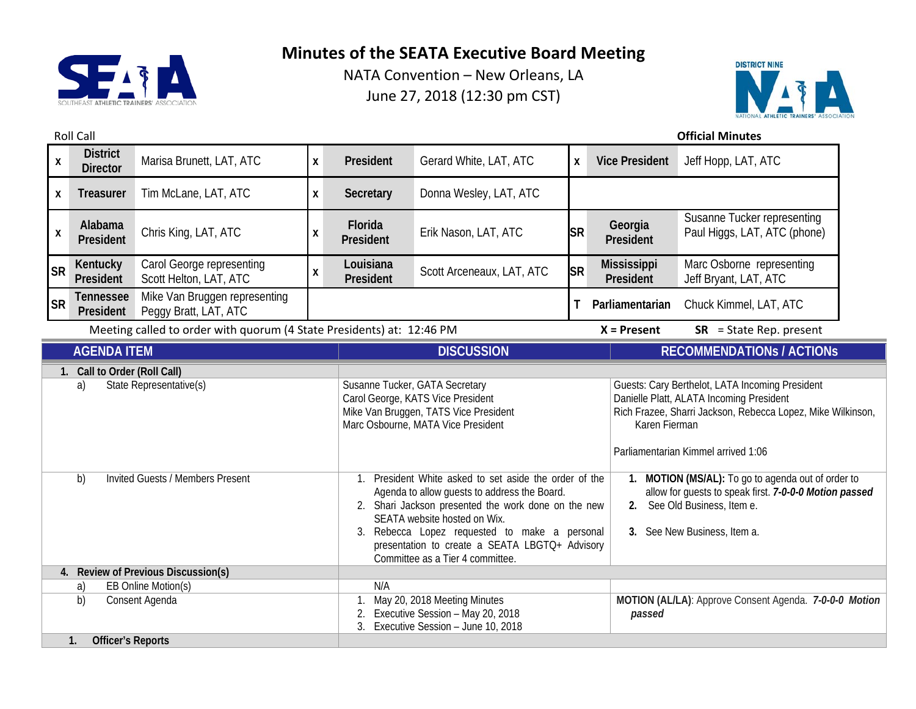# Minutes of the SEATA Executive Board Meeting

NATA Convention – New Orleans, LA
June 27, 2018 (12:30 pm CST)

Roll Call **Official Minutes**

| | | | | | | | | |
|---|---|---|---|---|---|---|---|---|
| x | **District Director** | Marisa Brunett, LAT, ATC | x | **President** | Gerard White, LAT, ATC | x | **Vice President** | Jeff Hopp, LAT, ATC |
| x | **Treasurer** | Tim McLane, LAT, ATC | x | **Secretary** | Donna Wesley, LAT, ATC | | | |
| x | **Alabama President** | Chris King, LAT, ATC | x | **Florida President** | Erik Nason, LAT, ATC | SR | **Georgia President** | Susanne Tucker representing Paul Higgs, LAT, ATC (phone) |
| SR | **Kentucky President** | Carol George representing Scott Helton, LAT, ATC | x | **Louisiana President** | Scott Arceneaux, LAT, ATC | SR | **Mississippi President** | Marc Osborne representing Jeff Bryant, LAT, ATC |
| SR | **Tennessee President** | Mike Van Bruggen representing Peggy Bratt, LAT, ATC | | | | T | **Parliamentarian** | Chuck Kimmel, LAT, ATC |

Meeting called to order with quorum (4 State Presidents) at: 12:46 PM **X = Present** **SR** = State Rep. present

| AGENDA ITEM | DISCUSSION | RECOMMENDATIONs / ACTIONS |
|---|---|---|
| **1. Call to Order (Roll Call)** | | |
| a) State Representative(s) | Susanne Tucker, GATA Secretary<br>Carol George, KATS Vice President<br>Mike Van Bruggen, TATS Vice President<br>Marc Osbourne, MATA Vice President | Guests: Cary Berthelot, LATA Incoming President<br>Danielle Platt, ALATA Incoming President<br>Rich Frazee, Sharri Jackson, Rebecca Lopez, Mike Wilkinson, Karen Fierman<br><br>Parliamentarian Kimmel arrived 1:06 |
| b) Invited Guests / Members Present | 1. President White asked to set aside the order of the Agenda to allow guests to address the Board.<br>2. Shari Jackson presented the work done on the new SEATA website hosted on Wix.<br>3. Rebecca Lopez requested to make a personal presentation to create a SEATA LBGTQ+ Advisory Committee as a Tier 4 committee. | **1. MOTION (MS/AL):** To go to agenda out of order to allow for guests to speak first. ***7-0-0-0 Motion passed***<br>**2.** See Old Business, Item e.<br><br>**3.** See New Business, Item a. |
| **4. Review of Previous Discussion(s)** | | |
| a) EB Online Motion(s) | N/A | |
| b) Consent Agenda | 1. May 20, 2018 Meeting Minutes<br>2. Executive Session – May 20, 2018<br>3. Executive Session – June 10, 2018 | **MOTION (AL/LA)**: Approve Consent Agenda. ***7-0-0-0 Motion passed*** |
| **1. Officer's Reports** | | |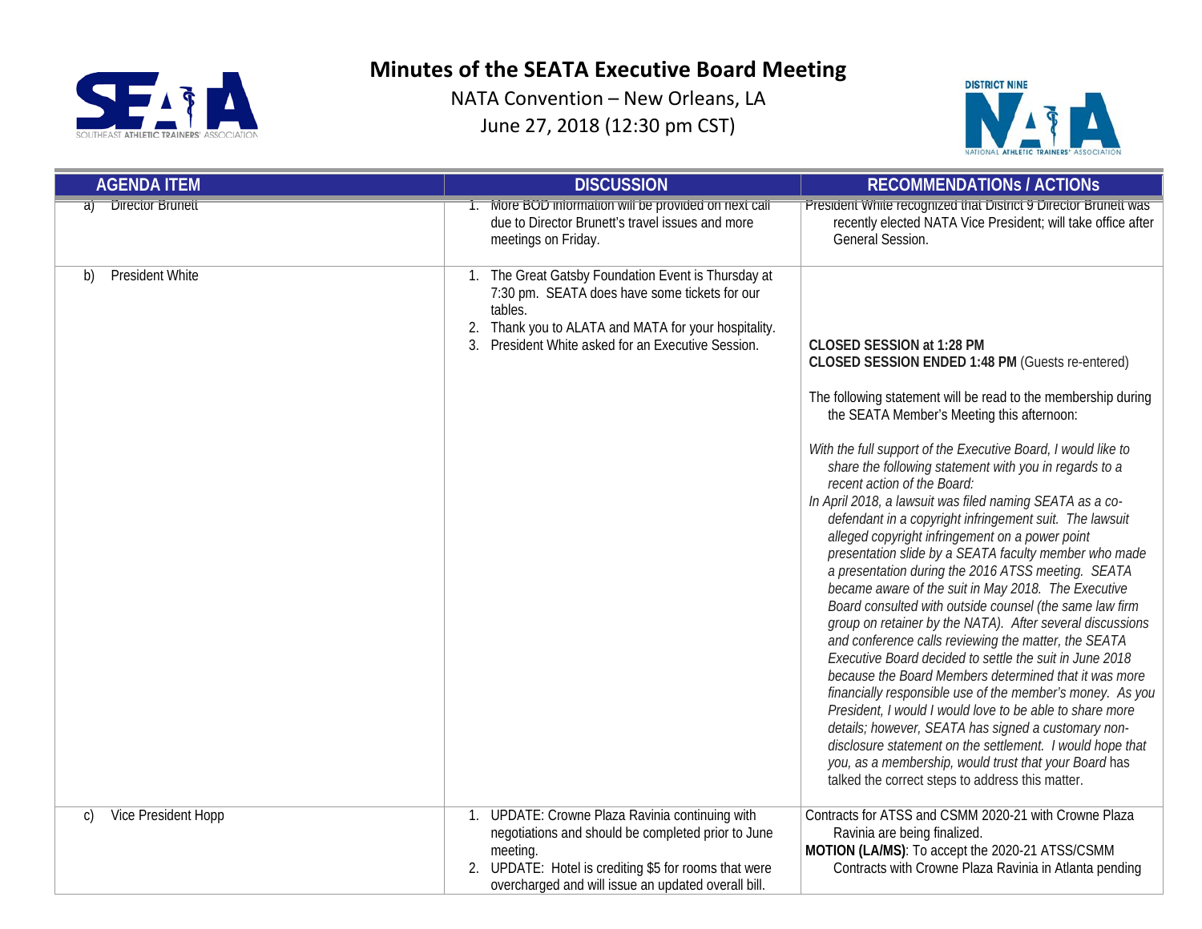# Minutes of the SEATA Executive Board Meeting

NATA Convention – New Orleans, LA

June 27, 2018 (12:30 pm CST)

| AGENDA ITEM | DISCUSSION | RECOMMENDATIONs / ACTIONs |
|---|---|---|
| a) Director Brunett | 1. More BOD information will be provided on next call due to Director Brunett's travel issues and more meetings on Friday. | President White recognized that District 9 Director Brunett was recently elected NATA Vice President; will take office after General Session. |
| b) President White | 1. The Great Gatsby Foundation Event is Thursday at 7:30 pm. SEATA does have some tickets for our tables.<br>2. Thank you to ALATA and MATA for your hospitality.<br>3. President White asked for an Executive Session. | **CLOSED SESSION at 1:28 PM**<br>**CLOSED SESSION ENDED 1:48 PM** (Guests re-entered)<br><br>The following statement will be read to the membership during the SEATA Member's Meeting this afternoon:<br><br>*With the full support of the Executive Board, I would like to share the following statement with you in regards to a recent action of the Board:*<br>*In April 2018, a lawsuit was filed naming SEATA as a co-defendant in a copyright infringement suit. The lawsuit alleged copyright infringement on a power point presentation slide by a SEATA faculty member who made a presentation during the 2016 ATSS meeting. SEATA became aware of the suit in May 2018. The Executive Board consulted with outside counsel (the same law firm group on retainer by the NATA). After several discussions and conference calls reviewing the matter, the SEATA Executive Board decided to settle the suit in June 2018 because the Board Members determined that it was more financially responsible use of the member's money. As you President, I would I would love to be able to share more details; however, SEATA has signed a customary non-disclosure statement on the settlement. I would hope that you, as a membership, would trust that your Board has talked the correct steps to address this matter.* |
| c) Vice President Hopp | 1. UPDATE: Crowne Plaza Ravinia continuing with negotiations and should be completed prior to June meeting.<br>2. UPDATE: Hotel is crediting $5 for rooms that were overcharged and will issue an updated overall bill. | Contracts for ATSS and CSMM 2020-21 with Crowne Plaza Ravinia are being finalized.<br>**MOTION (LA/MS)**: To accept the 2020-21 ATSS/CSMM Contracts with Crowne Plaza Ravinia in Atlanta pending |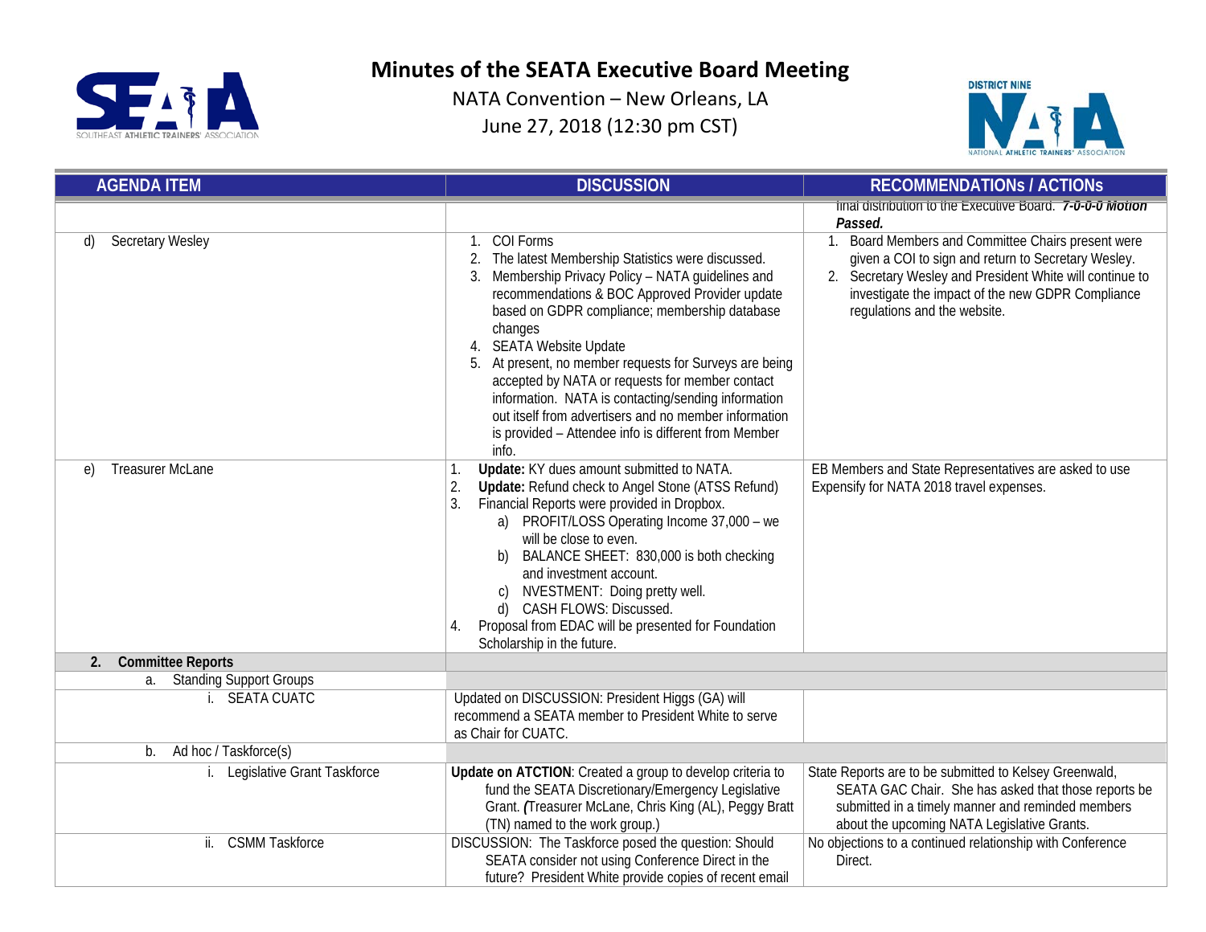# Minutes of the SEATA Executive Board Meeting

NATA Convention – New Orleans, LA

June 27, 2018 (12:30 pm CST)

| AGENDA ITEM | DISCUSSION | RECOMMENDATIONs / ACTIONs |
|---|---|---|
| | | final distribution to the Executive Board. ***7-0-0-0 Motion Passed.*** |
| d) Secretary Wesley | 1. COI Forms<br>2. The latest Membership Statistics were discussed.<br>3. Membership Privacy Policy – NATA guidelines and recommendations & BOC Approved Provider update based on GDPR compliance; membership database changes<br>4. SEATA Website Update<br>5. At present, no member requests for Surveys are being accepted by NATA or requests for member contact information. NATA is contacting/sending information out itself from advertisers and no member information is provided – Attendee info is different from Member info. | 1. Board Members and Committee Chairs present were given a COI to sign and return to Secretary Wesley.<br>2. Secretary Wesley and President White will continue to investigate the impact of the new GDPR Compliance regulations and the website. |
| e) Treasurer McLane | 1. **Update:** KY dues amount submitted to NATA.<br>2. **Update:** Refund check to Angel Stone (ATSS Refund)<br>3. Financial Reports were provided in Dropbox.<br>a) PROFIT/LOSS Operating Income 37,000 – we will be close to even.<br>b) BALANCE SHEET: 830,000 is both checking and investment account.<br>c) NVESTMENT: Doing pretty well.<br>d) CASH FLOWS: Discussed.<br>4. Proposal from EDAC will be presented for Foundation Scholarship in the future. | EB Members and State Representatives are asked to use Expensify for NATA 2018 travel expenses. |
| **2. Committee Reports** | | |
| a. Standing Support Groups | | |
| i. SEATA CUATC | Updated on DISCUSSION: President Higgs (GA) will recommend a SEATA member to President White to serve as Chair for CUATC. | |
| b. Ad hoc / Taskforce(s) | | |
| i. Legislative Grant Taskforce | **Update on ATCTION**: Created a group to develop criteria to fund the SEATA Discretionary/Emergency Legislative Grant. ***(****Treasurer McLane, Chris King (AL), Peggy Bratt (TN) named to the work group.)* | State Reports are to be submitted to Kelsey Greenwald, SEATA GAC Chair. She has asked that those reports be submitted in a timely manner and reminded members about the upcoming NATA Legislative Grants. |
| ii. CSMM Taskforce | DISCUSSION: The Taskforce posed the question: Should SEATA consider not using Conference Direct in the future? President White provide copies of recent email | No objections to a continued relationship with Conference Direct. |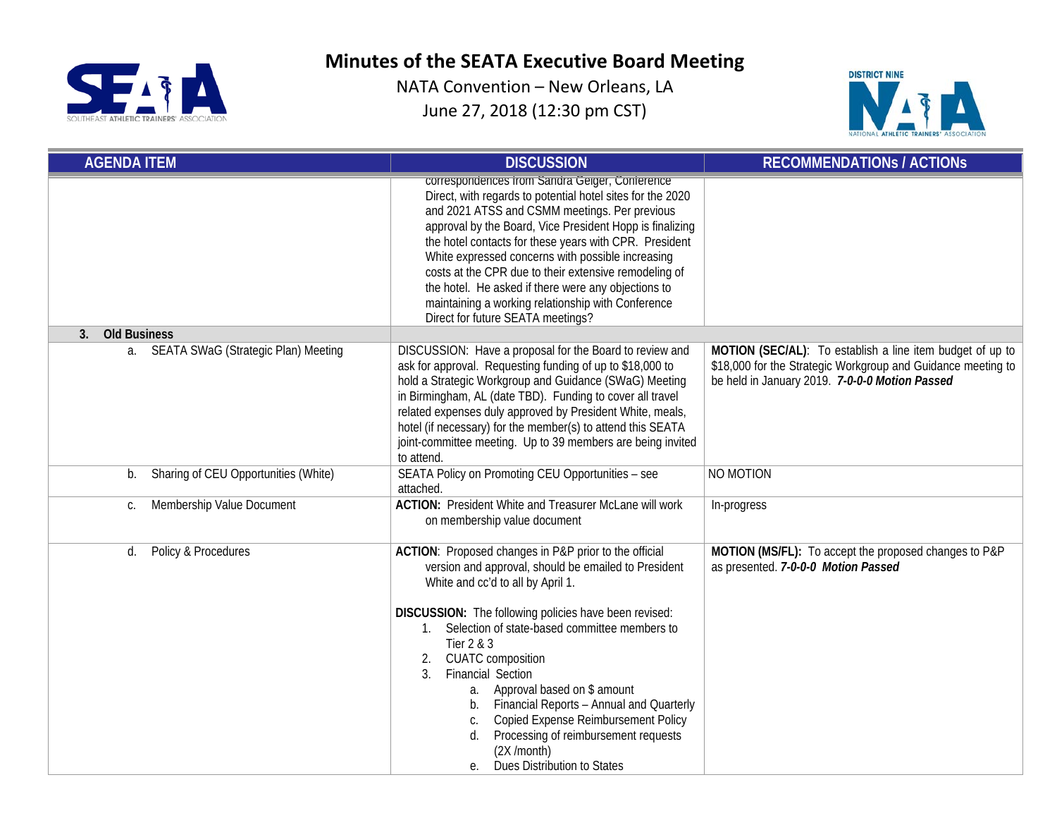# Minutes of the SEATA Executive Board Meeting

NATA Convention – New Orleans, LA

June 27, 2018 (12:30 pm CST)

| AGENDA ITEM | DISCUSSION | RECOMMENDATIONs / ACTIONs |
|---|---|---|
| | correspondences from Sandra Geiger, Conference Direct, with regards to potential hotel sites for the 2020 and 2021 ATSS and CSMM meetings. Per previous approval by the Board, Vice President Hopp is finalizing the hotel contacts for these years with CPR. President White expressed concerns with possible increasing costs at the CPR due to their extensive remodeling of the hotel. He asked if there were any objections to maintaining a working relationship with Conference Direct for future SEATA meetings? | |
| **3. Old Business** | | |
| a. SEATA SWaG (Strategic Plan) Meeting | DISCUSSION: Have a proposal for the Board to review and ask for approval. Requesting funding of up to $18,000 to hold a Strategic Workgroup and Guidance (SWaG) Meeting in Birmingham, AL (date TBD). Funding to cover all travel related expenses duly approved by President White, meals, hotel (if necessary) for the member(s) to attend this SEATA joint-committee meeting. Up to 39 members are being invited to attend. | **MOTION (SEC/AL)**: To establish a line item budget of up to $18,000 for the Strategic Workgroup and Guidance meeting to be held in January 2019. ***7-0-0-0 Motion Passed*** |
| b. Sharing of CEU Opportunities (White) | SEATA Policy on Promoting CEU Opportunities – see attached. | NO MOTION |
| c. Membership Value Document | **ACTION:** President White and Treasurer McLane will work on membership value document | In-progress |
| d. Policy & Procedures | **ACTION**: Proposed changes in P&P prior to the official version and approval, should be emailed to President White and cc'd to all by April 1.<br><br>**DISCUSSION:** The following policies have been revised:<br>1. Selection of state-based committee members to Tier 2 & 3<br>2. CUATC composition<br>3. Financial Section<br>&nbsp;&nbsp;&nbsp;a. Approval based on $ amount<br>&nbsp;&nbsp;&nbsp;b. Financial Reports – Annual and Quarterly<br>&nbsp;&nbsp;&nbsp;c. Copied Expense Reimbursement Policy<br>&nbsp;&nbsp;&nbsp;d. Processing of reimbursement requests (2X /month)<br>&nbsp;&nbsp;&nbsp;e. Dues Distribution to States | **MOTION (MS/FL):** To accept the proposed changes to P&P as presented. ***7-0-0-0 Motion Passed*** |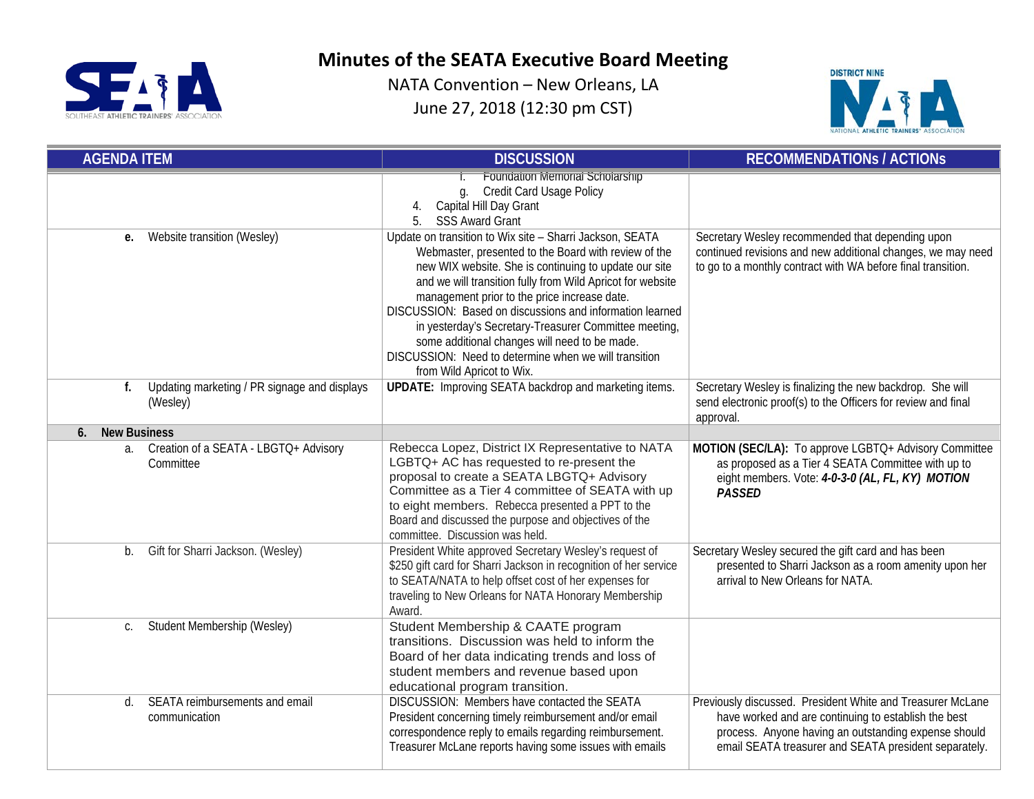# Minutes of the SEATA Executive Board Meeting

NATA Convention – New Orleans, LA

June 27, 2018 (12:30 pm CST)

| AGENDA ITEM | DISCUSSION | RECOMMENDATIONs / ACTIONs |
|---|---|---|
| | f. Foundation Memorial Scholarship<br>g. Credit Card Usage Policy<br>4. Capital Hill Day Grant<br>5. SSS Award Grant | |
| **e.** Website transition (Wesley) | Update on transition to Wix site – Sharri Jackson, SEATA Webmaster, presented to the Board with review of the new WIX website. She is continuing to update our site and we will transition fully from Wild Apricot for website management prior to the price increase date.<br>DISCUSSION: Based on discussions and information learned in yesterday's Secretary-Treasurer Committee meeting, some additional changes will need to be made.<br>DISCUSSION: Need to determine when we will transition from Wild Apricot to Wix. | Secretary Wesley recommended that depending upon continued revisions and new additional changes, we may need to go to a monthly contract with WA before final transition. |
| **f.** Updating marketing / PR signage and displays (Wesley) | **UPDATE:** Improving SEATA backdrop and marketing items. | Secretary Wesley is finalizing the new backdrop. She will send electronic proof(s) to the Officers for review and final approval. |
| **6. New Business** | | |
| a. Creation of a SEATA - LBGTQ+ Advisory Committee | Rebecca Lopez, District IX Representative to NATA LGBTQ+ AC has requested to re-present the proposal to create a SEATA LBGTQ+ Advisory Committee as a Tier 4 committee of SEATA with up to eight members. Rebecca presented a PPT to the Board and discussed the purpose and objectives of the committee. Discussion was held. | **MOTION (SEC/LA):** To approve LGBTQ+ Advisory Committee as proposed as a Tier 4 SEATA Committee with up to eight members. Vote: ***4-0-3-0 (AL, FL, KY) MOTION PASSED*** |
| b. Gift for Sharri Jackson. (Wesley) | President White approved Secretary Wesley's request of $250 gift card for Sharri Jackson in recognition of her service to SEATA/NATA to help offset cost of her expenses for traveling to New Orleans for NATA Honorary Membership Award. | Secretary Wesley secured the gift card and has been presented to Sharri Jackson as a room amenity upon her arrival to New Orleans for NATA. |
| c. Student Membership (Wesley) | Student Membership & CAATE program transitions. Discussion was held to inform the Board of her data indicating trends and loss of student members and revenue based upon educational program transition. | |
| d. SEATA reimbursements and email communication | DISCUSSION: Members have contacted the SEATA President concerning timely reimbursement and/or email correspondence reply to emails regarding reimbursement. Treasurer McLane reports having some issues with emails | Previously discussed. President White and Treasurer McLane have worked and are continuing to establish the best process. Anyone having an outstanding expense should email SEATA treasurer and SEATA president separately. |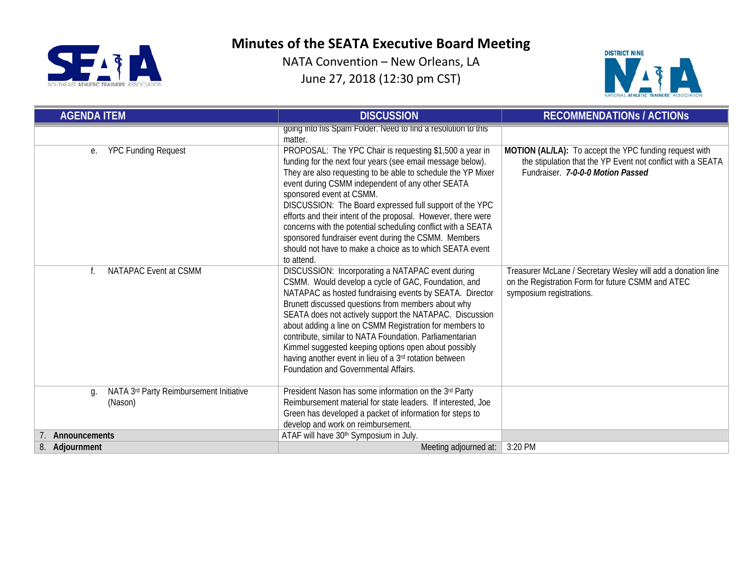# Minutes of the SEATA Executive Board Meeting

NATA Convention – New Orleans, LA

June 27, 2018 (12:30 pm CST)

| AGENDA ITEM | DISCUSSION | RECOMMENDATIONs / ACTIONs |
|---|---|---|
| | going into his Spam Folder. Need to find a resolution to this matter. | |
| e. YPC Funding Request | PROPOSAL: The YPC Chair is requesting $1,500 a year in funding for the next four years (see email message below). They are also requesting to be able to schedule the YP Mixer event during CSMM independent of any other SEATA sponsored event at CSMM.<br>DISCUSSION: The Board expressed full support of the YPC efforts and their intent of the proposal. However, there were concerns with the potential scheduling conflict with a SEATA sponsored fundraiser event during the CSMM. Members should not have to make a choice as to which SEATA event to attend. | **MOTION (AL/LA):** To accept the YPC funding request with the stipulation that the YP Event not conflict with a SEATA Fundraiser. ***7-0-0-0 Motion Passed*** |
| f. NATAPAC Event at CSMM | DISCUSSION: Incorporating a NATAPAC event during CSMM. Would develop a cycle of GAC, Foundation, and NATAPAC as hosted fundraising events by SEATA. Director Brunett discussed questions from members about why SEATA does not actively support the NATAPAC. Discussion about adding a line on CSMM Registration for members to contribute, similar to NATA Foundation. Parliamentarian Kimmel suggested keeping options open about possibly having another event in lieu of a 3rd rotation between Foundation and Governmental Affairs. | Treasurer McLane / Secretary Wesley will add a donation line on the Registration Form for future CSMM and ATEC symposium registrations. |
| g. NATA 3rd Party Reimbursement Initiative (Nason) | President Nason has some information on the 3rd Party Reimbursement material for state leaders. If interested, Joe Green has developed a packet of information for steps to develop and work on reimbursement. | |
| 7. **Announcements** | ATAF will have 30th Symposium in July. | |
| 8. **Adjournment** | Meeting adjourned at: | 3:20 PM |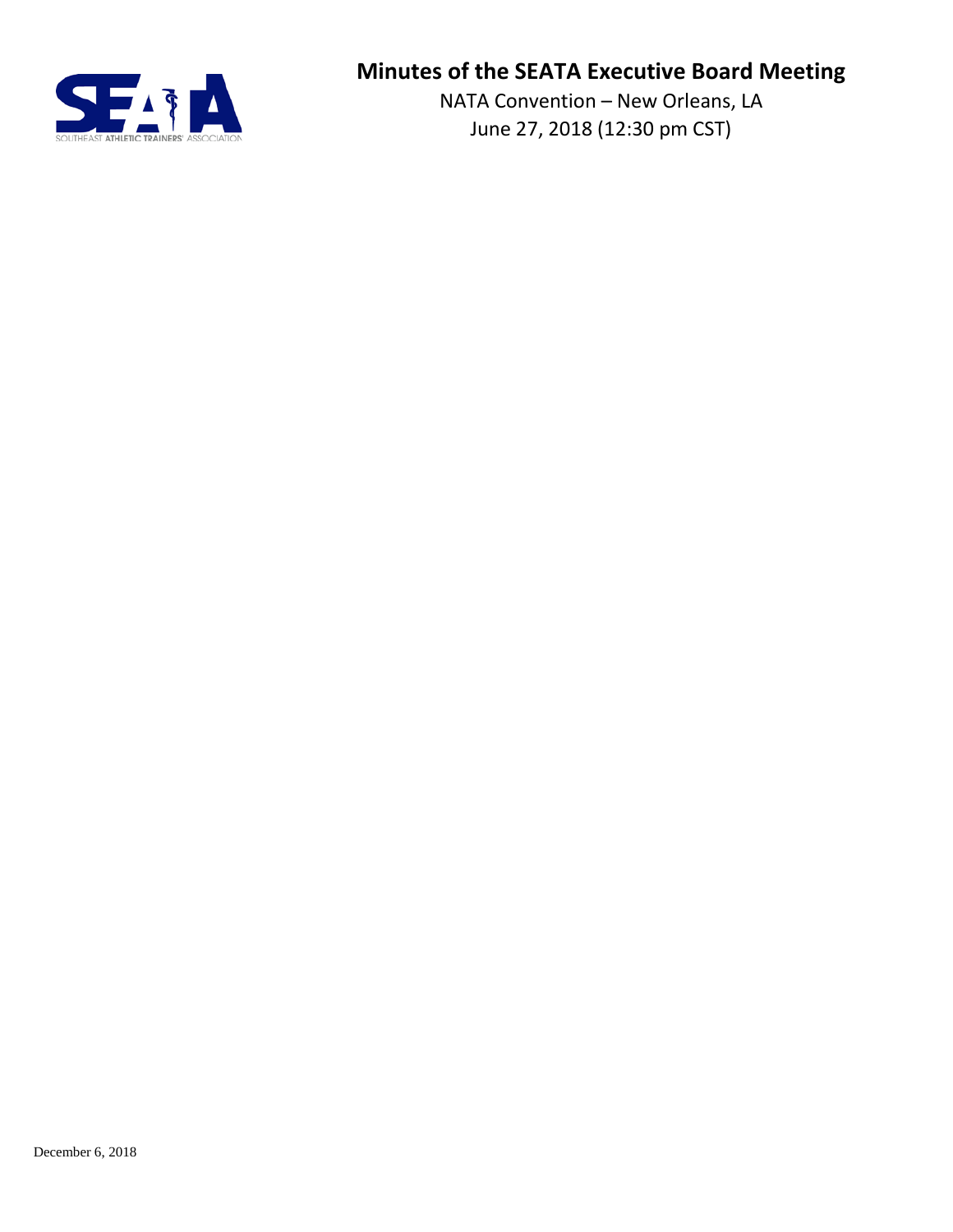# Minutes of the SEATA Executive Board Meeting

NATA Convention – New Orleans, LA

June 27, 2018 (12:30 pm CST)